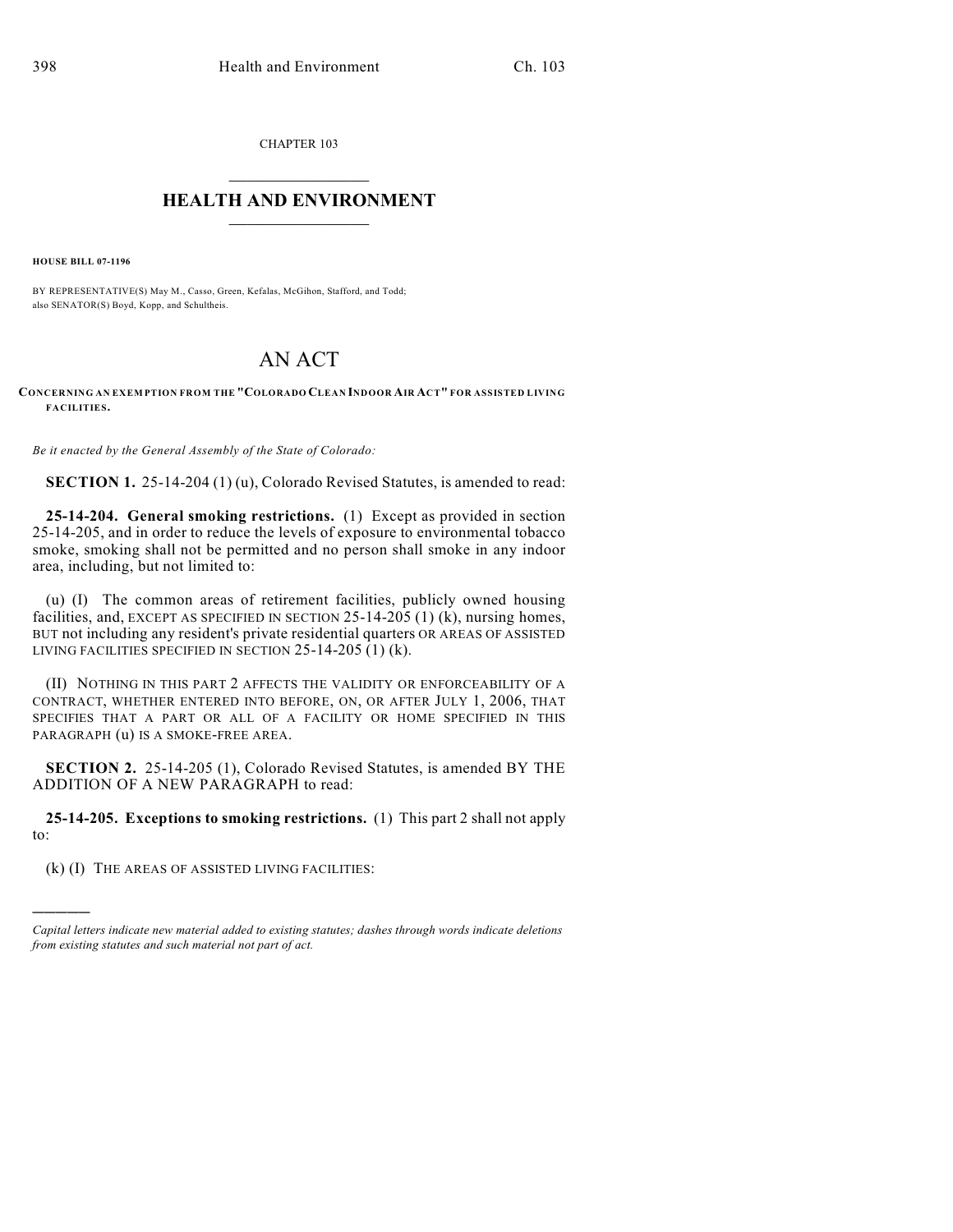CHAPTER 103

# HEALTH AND ENVIRONMENT

**HOUSE BILL 07-1196**

BY REPRESENTATIVE(S) May M., Casso, Green, Kefalas, McGihon, Stafford, and Todd; also SENATOR(S) Boyd, Kopp, and Schultheis.

# AN ACT

**CONCERNING AN EXEMPTION FROM THE "COLORADO CLEAN INDOOR AIR ACT" FOR ASSISTED LIVING FACILITIES.**

*Be it enacted by the General Assembly of the State of Colorado:*

**SECTION 1.** 25-14-204 (1) (u), Colorado Revised Statutes, is amended to read:

**25-14-204. General smoking restrictions.** (1) Except as provided in section 25-14-205, and in order to reduce the levels of exposure to environmental tobacco smoke, smoking shall not be permitted and no person shall smoke in any indoor area, including, but not limited to:

(u) (I) The common areas of retirement facilities, publicly owned housing facilities, and, EXCEPT AS SPECIFIED IN SECTION 25-14-205 (1) (k), nursing homes, BUT not including any resident's private residential quarters OR AREAS OF ASSISTED LIVING FACILITIES SPECIFIED IN SECTION 25-14-205 (1) (k).

(II) NOTHING IN THIS PART 2 AFFECTS THE VALIDITY OR ENFORCEABILITY OF A CONTRACT, WHETHER ENTERED INTO BEFORE, ON, OR AFTER JULY 1, 2006, THAT SPECIFIES THAT A PART OR ALL OF A FACILITY OR HOME SPECIFIED IN THIS PARAGRAPH (u) IS A SMOKE-FREE AREA.

**SECTION 2.** 25-14-205 (1), Colorado Revised Statutes, is amended BY THE ADDITION OF A NEW PARAGRAPH to read:

**25-14-205. Exceptions to smoking restrictions.** (1) This part 2 shall not apply to:

(k) (I) THE AREAS OF ASSISTED LIVING FACILITIES:

---

*Capital letters indicate new material added to existing statutes; dashes through words indicate deletions from existing statutes and such material not part of act.*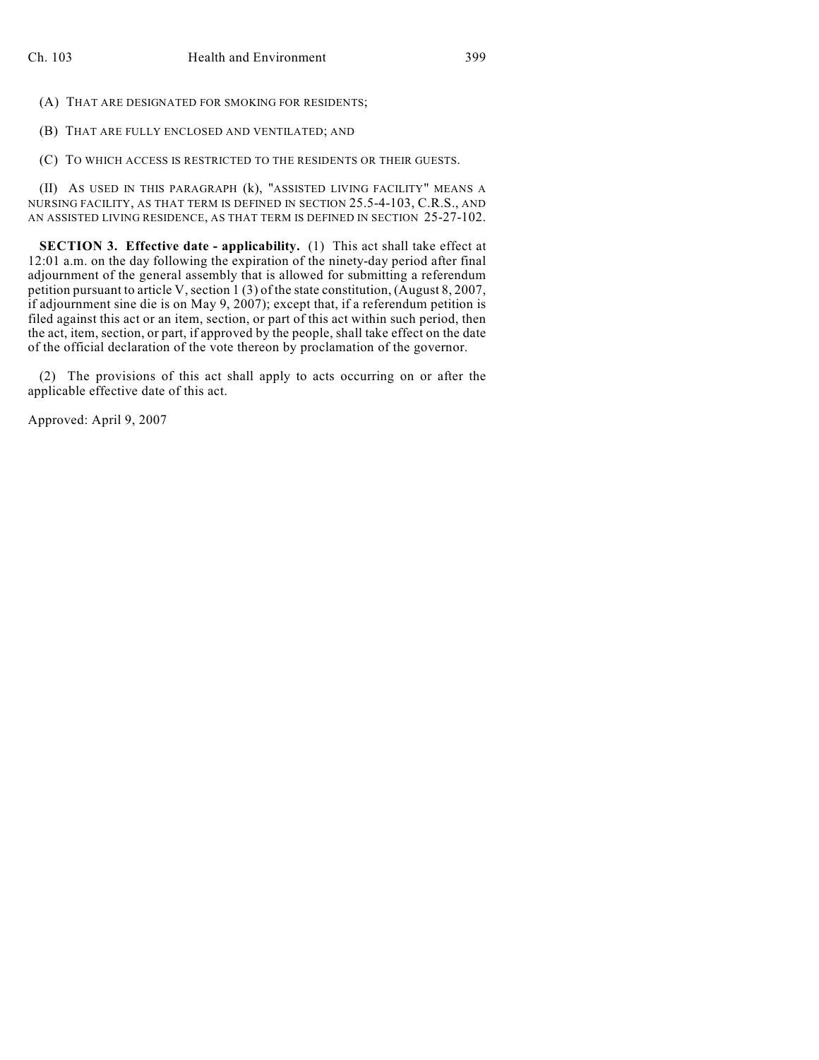(A) THAT ARE DESIGNATED FOR SMOKING FOR RESIDENTS;

(B) THAT ARE FULLY ENCLOSED AND VENTILATED; AND

(C) TO WHICH ACCESS IS RESTRICTED TO THE RESIDENTS OR THEIR GUESTS.

(II) AS USED IN THIS PARAGRAPH (k), "ASSISTED LIVING FACILITY" MEANS A NURSING FACILITY, AS THAT TERM IS DEFINED IN SECTION 25.5-4-103, C.R.S., AND AN ASSISTED LIVING RESIDENCE, AS THAT TERM IS DEFINED IN SECTION 25-27-102.

**SECTION 3. Effective date - applicability.** (1) This act shall take effect at 12:01 a.m. on the day following the expiration of the ninety-day period after final adjournment of the general assembly that is allowed for submitting a referendum petition pursuant to article V, section 1 (3) of the state constitution, (August 8, 2007, if adjournment sine die is on May 9, 2007); except that, if a referendum petition is filed against this act or an item, section, or part of this act within such period, then the act, item, section, or part, if approved by the people, shall take effect on the date of the official declaration of the vote thereon by proclamation of the governor.

(2) The provisions of this act shall apply to acts occurring on or after the applicable effective date of this act.

Approved: April 9, 2007